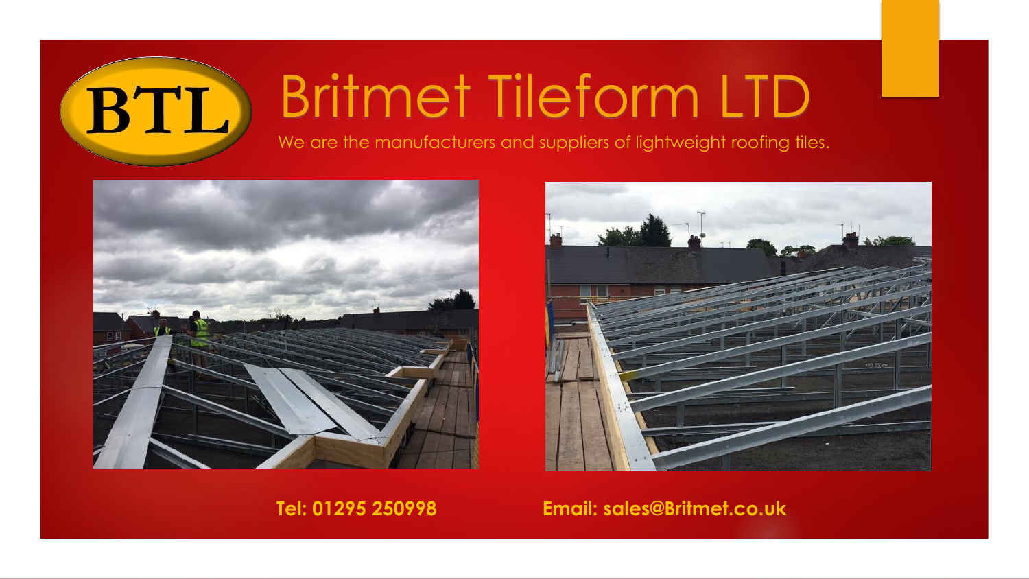BTL

# Britmet Tileform LTD

We are the manufacturers and suppliers of lightweight roofing tiles.

**Tel: 01295 250998**

**Email: sales@Britmet.co.uk**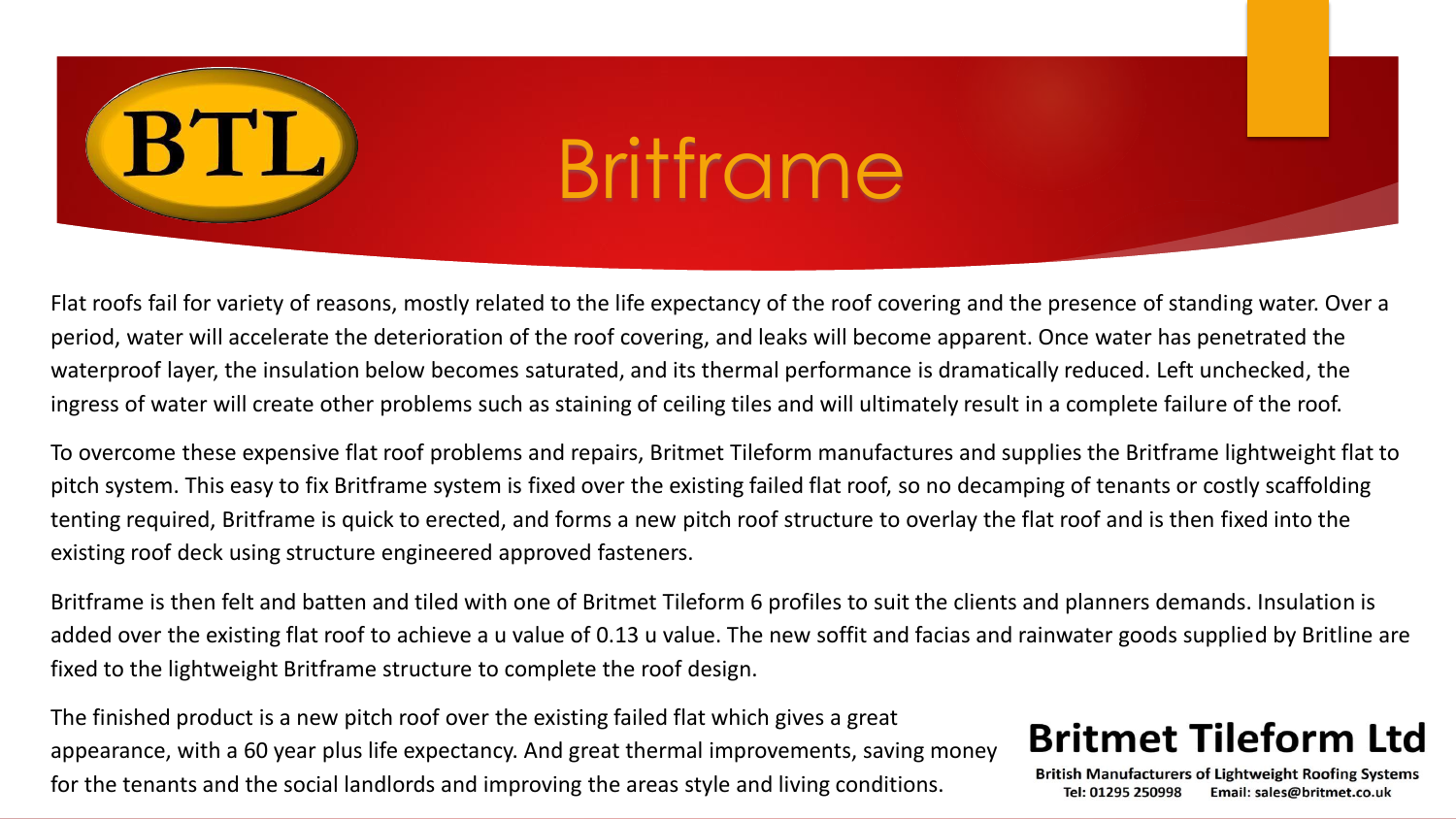BTL

# Britframe

Flat roofs fail for variety of reasons, mostly related to the life expectancy of the roof covering and the presence of standing water. Over a period, water will accelerate the deterioration of the roof covering, and leaks will become apparent. Once water has penetrated the waterproof layer, the insulation below becomes saturated, and its thermal performance is dramatically reduced. Left unchecked, the ingress of water will create other problems such as staining of ceiling tiles and will ultimately result in a complete failure of the roof.

To overcome these expensive flat roof problems and repairs, Britmet Tileform manufactures and supplies the Britframe lightweight flat to pitch system. This easy to fix Britframe system is fixed over the existing failed flat roof, so no decamping of tenants or costly scaffolding tenting required, Britframe is quick to erected, and forms a new pitch roof structure to overlay the flat roof and is then fixed into the existing roof deck using structure engineered approved fasteners.

Britframe is then felt and batten and tiled with one of Britmet Tileform 6 profiles to suit the clients and planners demands. Insulation is added over the existing flat roof to achieve a u value of 0.13 u value. The new soffit and facias and rainwater goods supplied by Britline are fixed to the lightweight Britframe structure to complete the roof design.

The finished product is a new pitch roof over the existing failed flat which gives a great appearance, with a 60 year plus life expectancy. And great thermal improvements, saving money for the tenants and the social landlords and improving the areas style and living conditions.

**Britmet Tileform Ltd**

**British Manufacturers of Lightweight Roofing Systems**

**Tel: 01295 250998 Email: sales@britmet.co.uk**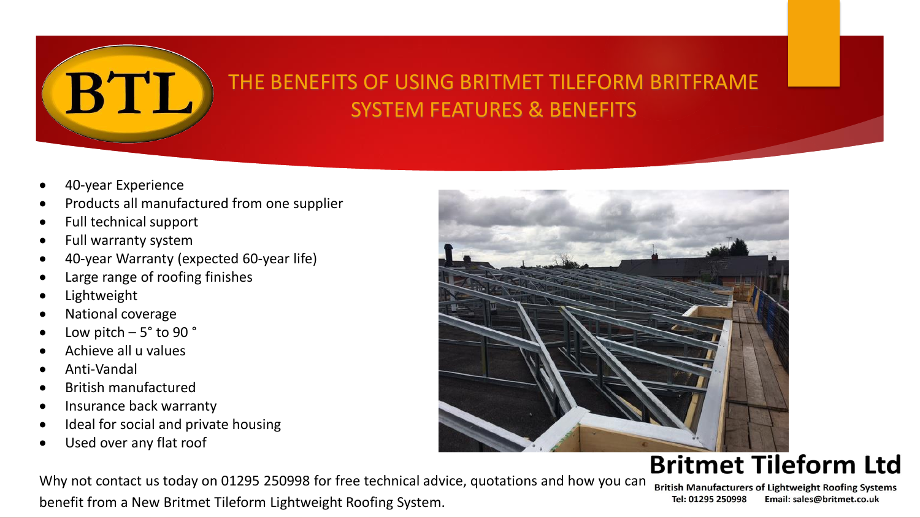BTL

# THE BENEFITS OF USING BRITMET TILEFORM BRITFRAME SYSTEM FEATURES & BENEFITS

- 40-year Experience
- Products all manufactured from one supplier
- Full technical support
- Full warranty system
- 40-year Warranty (expected 60-year life)
- Large range of roofing finishes
- Lightweight
- National coverage
- Low pitch – 5° to 90 °
- Achieve all u values
- Anti-Vandal
- British manufactured
- Insurance back warranty
- Ideal for social and private housing
- Used over any flat roof

Why not contact us today on 01295 250998 for free technical advice, quotations and how you can benefit from a New Britmet Tileform Lightweight Roofing System.

**Britmet Tileform Ltd**

**British Manufacturers of Lightweight Roofing Systems**

**Tel: 01295 250998 Email: sales@britmet.co.uk**